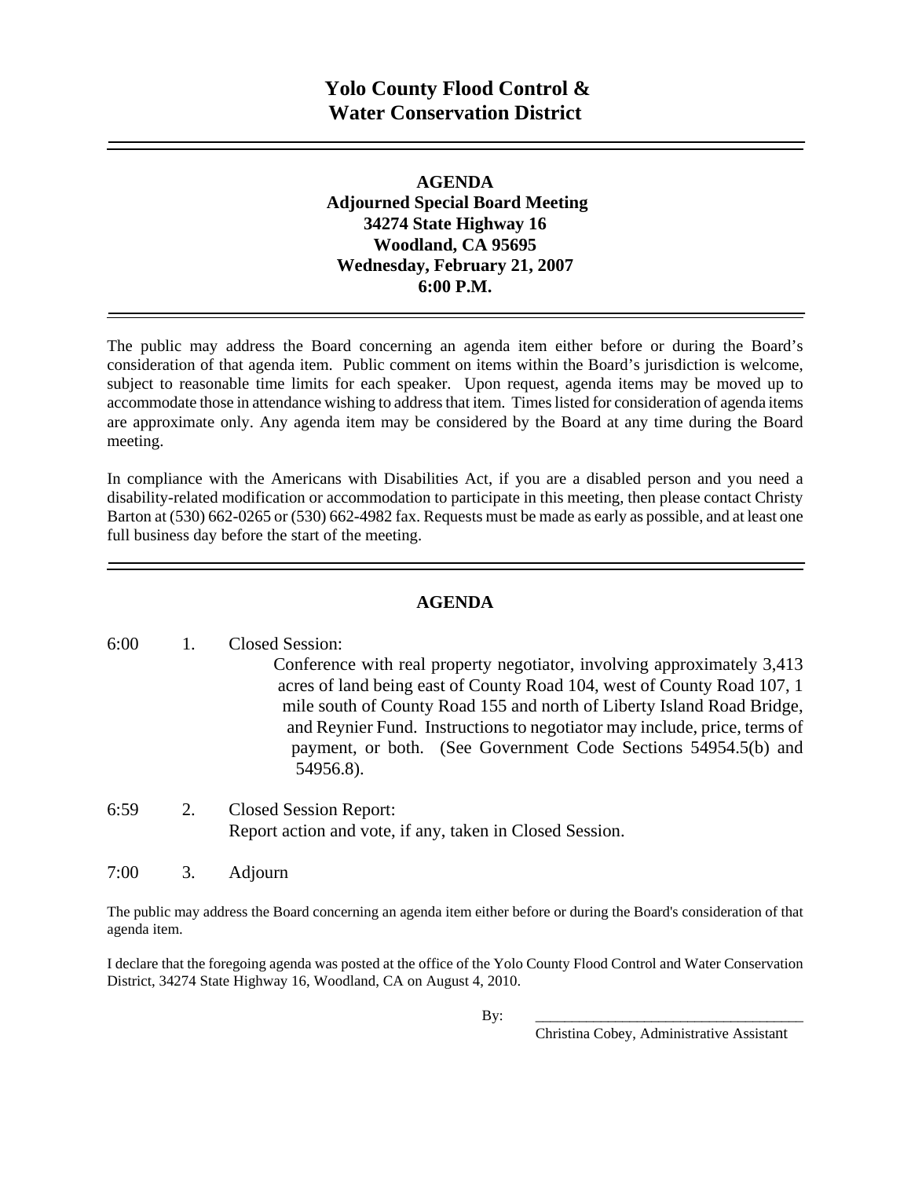# Yolo County Flood Control & Water Conservation District

---

**AGENDA**
**Adjourned Special Board Meeting**
**34274 State Highway 16**
**Woodland, CA 95695**
**Wednesday, February 21, 2007**
**6:00 P.M.**

---

The public may address the Board concerning an agenda item either before or during the Board's consideration of that agenda item. Public comment on items within the Board's jurisdiction is welcome, subject to reasonable time limits for each speaker. Upon request, agenda items may be moved up to accommodate those in attendance wishing to address that item. Times listed for consideration of agenda items are approximate only. Any agenda item may be considered by the Board at any time during the Board meeting.

In compliance with the Americans with Disabilities Act, if you are a disabled person and you need a disability-related modification or accommodation to participate in this meeting, then please contact Christy Barton at (530) 662-0265 or (530) 662-4982 fax. Requests must be made as early as possible, and at least one full business day before the start of the meeting.

---

## AGENDA

6:00 1. Closed Session:
Conference with real property negotiator, involving approximately 3,413 acres of land being east of County Road 104, west of County Road 107, 1 mile south of County Road 155 and north of Liberty Island Road Bridge, and Reynier Fund. Instructions to negotiator may include, price, terms of payment, or both. (See Government Code Sections 54954.5(b) and 54956.8).

6:59 2. Closed Session Report:
Report action and vote, if any, taken in Closed Session.

7:00 3. Adjourn

The public may address the Board concerning an agenda item either before or during the Board's consideration of that agenda item.

I declare that the foregoing agenda was posted at the office of the Yolo County Flood Control and Water Conservation District, 34274 State Highway 16, Woodland, CA on August 4, 2010.

By: ____________________________________
Christina Cobey, Administrative Assistant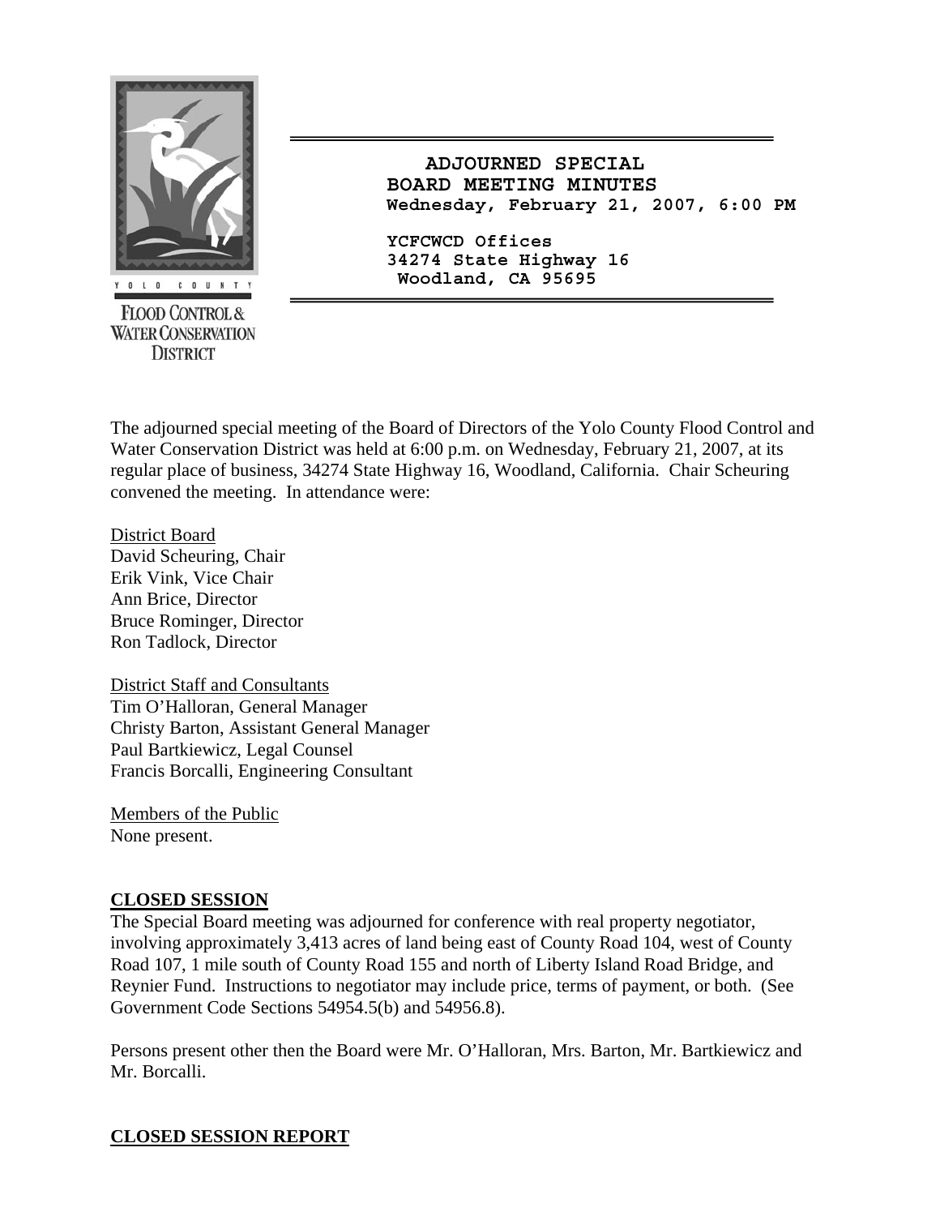**ADJOURNED SPECIAL BOARD MEETING MINUTES**
**Wednesday, February 21, 2007, 6:00 PM**

**YCFCWCD Offices**
**34274 State Highway 16**
**Woodland, CA 95695**

The adjourned special meeting of the Board of Directors of the Yolo County Flood Control and Water Conservation District was held at 6:00 p.m. on Wednesday, February 21, 2007, at its regular place of business, 34274 State Highway 16, Woodland, California. Chair Scheuring convened the meeting. In attendance were:

District Board
David Scheuring, Chair
Erik Vink, Vice Chair
Ann Brice, Director
Bruce Rominger, Director
Ron Tadlock, Director

District Staff and Consultants
Tim O'Halloran, General Manager
Christy Barton, Assistant General Manager
Paul Bartkiewicz, Legal Counsel
Francis Borcalli, Engineering Consultant

Members of the Public
None present.

## CLOSED SESSION

The Special Board meeting was adjourned for conference with real property negotiator, involving approximately 3,413 acres of land being east of County Road 104, west of County Road 107, 1 mile south of County Road 155 and north of Liberty Island Road Bridge, and Reynier Fund. Instructions to negotiator may include price, terms of payment, or both. (See Government Code Sections 54954.5(b) and 54956.8).

Persons present other then the Board were Mr. O'Halloran, Mrs. Barton, Mr. Bartkiewicz and Mr. Borcalli.

## CLOSED SESSION REPORT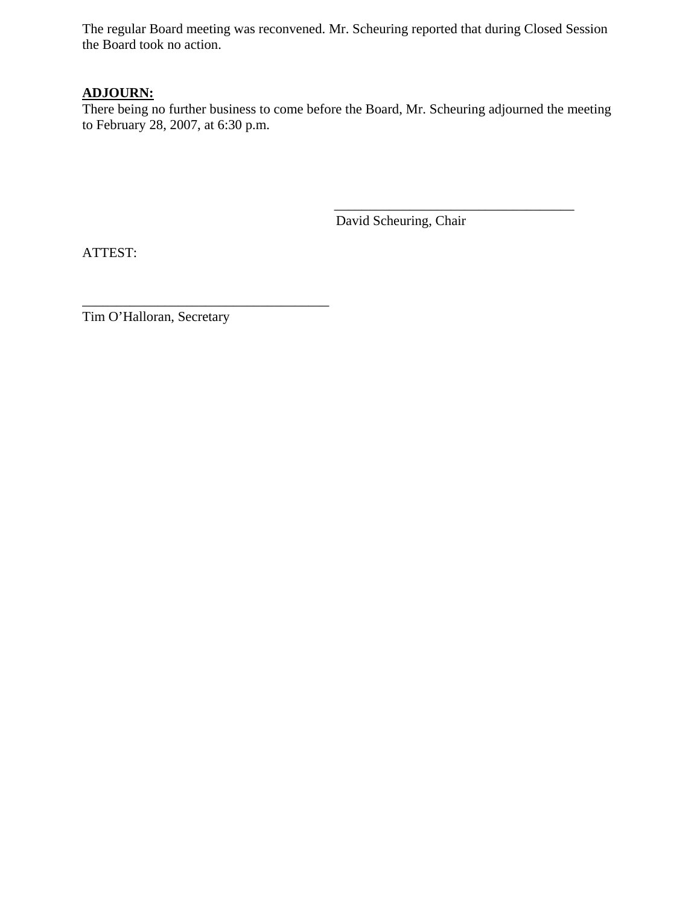The regular Board meeting was reconvened. Mr. Scheuring reported that during Closed Session the Board took no action.

**ADJOURN:**

There being no further business to come before the Board, Mr. Scheuring adjourned the meeting to February 28, 2007, at 6:30 p.m.

\_\_\_\_\_\_\_\_\_\_\_\_\_\_\_\_\_\_\_\_\_\_\_\_\_\_\_\_\_\_\_\_\_\_\_\_

David Scheuring, Chair

ATTEST:

\_\_\_\_\_\_\_\_\_\_\_\_\_\_\_\_\_\_\_\_\_\_\_\_\_\_\_\_\_\_\_\_\_\_\_\_

Tim O'Halloran, Secretary